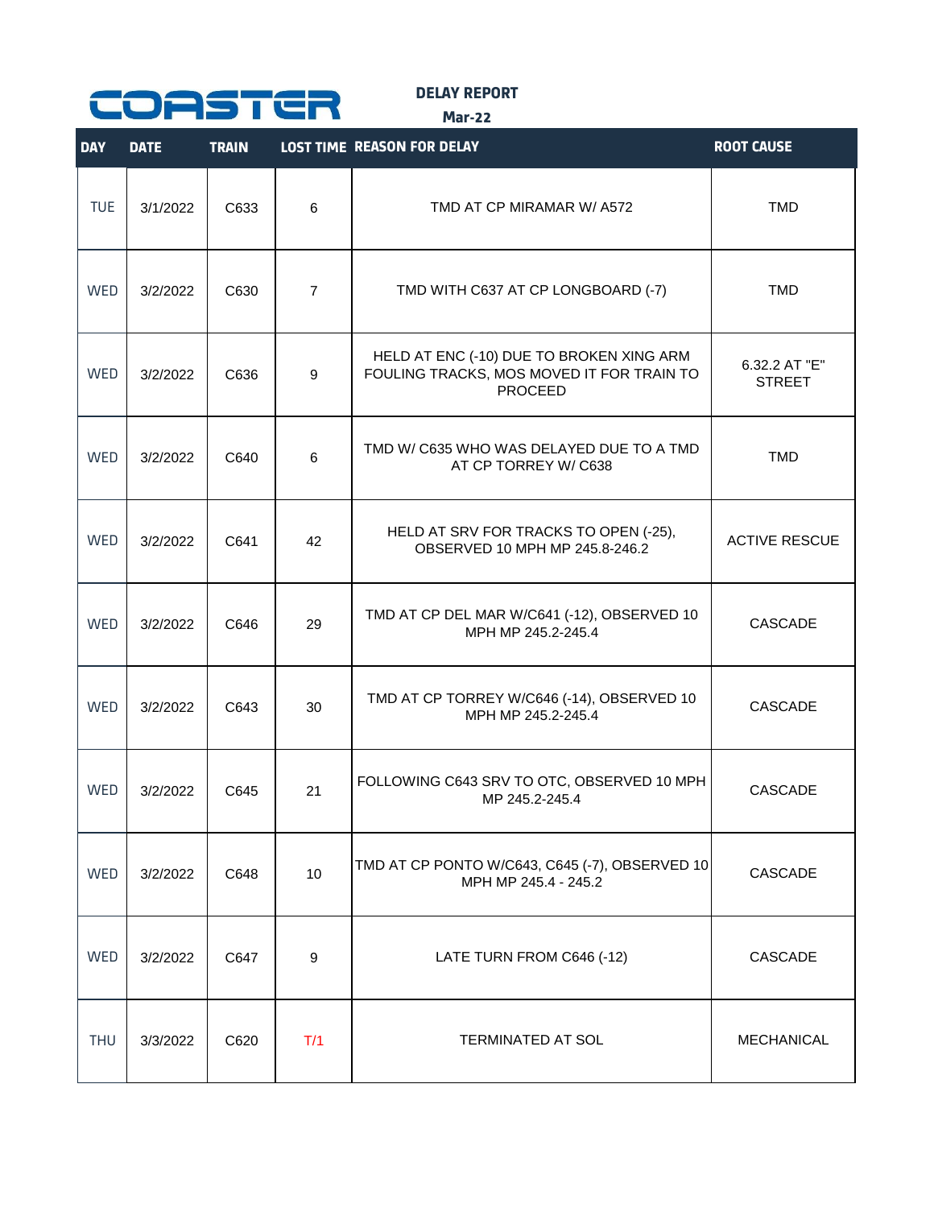# COASTER

## DELAY REPORT

**Mar-22**

| DAY | DATE | TRAIN | LOST TIME | REASON FOR DELAY | ROOT CAUSE |
|---|---|---|---|---|---|
| TUE | 3/1/2022 | C633 | 6 | TMD AT CP MIRAMAR W/ A572 | TMD |
| WED | 3/2/2022 | C630 | 7 | TMD WITH C637 AT CP LONGBOARD (-7) | TMD |
| WED | 3/2/2022 | C636 | 9 | HELD AT ENC (-10) DUE TO BROKEN XING ARM FOULING TRACKS, MOS MOVED IT FOR TRAIN TO PROCEED | 6.32.2 AT "E" STREET |
| WED | 3/2/2022 | C640 | 6 | TMD W/ C635 WHO WAS DELAYED DUE TO A TMD AT CP TORREY W/ C638 | TMD |
| WED | 3/2/2022 | C641 | 42 | HELD AT SRV FOR TRACKS TO OPEN (-25), OBSERVED 10 MPH MP 245.8-246.2 | ACTIVE RESCUE |
| WED | 3/2/2022 | C646 | 29 | TMD AT CP DEL MAR W/C641 (-12), OBSERVED 10 MPH MP 245.2-245.4 | CASCADE |
| WED | 3/2/2022 | C643 | 30 | TMD AT CP TORREY W/C646 (-14), OBSERVED 10 MPH MP 245.2-245.4 | CASCADE |
| WED | 3/2/2022 | C645 | 21 | FOLLOWING C643 SRV TO OTC, OBSERVED 10 MPH MP 245.2-245.4 | CASCADE |
| WED | 3/2/2022 | C648 | 10 | TMD AT CP PONTO W/C643, C645 (-7), OBSERVED 10 MPH MP 245.4 - 245.2 | CASCADE |
| WED | 3/2/2022 | C647 | 9 | LATE TURN FROM C646 (-12) | CASCADE |
| THU | 3/3/2022 | C620 | T/1 | TERMINATED AT SOL | MECHANICAL |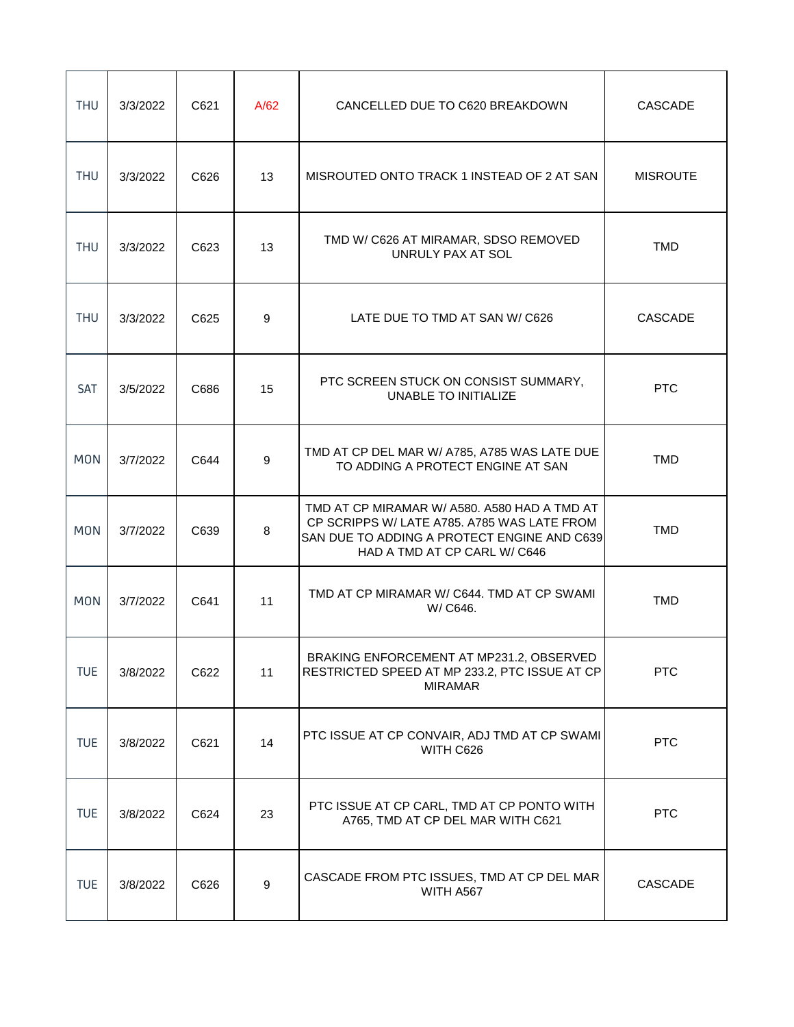| | | | | | |
|---|---|---|---|---|---|
| THU | 3/3/2022 | C621 | A/62 | CANCELLED DUE TO C620 BREAKDOWN | CASCADE |
| THU | 3/3/2022 | C626 | 13 | MISROUTED ONTO TRACK 1 INSTEAD OF 2 AT SAN | MISROUTE |
| THU | 3/3/2022 | C623 | 13 | TMD W/ C626 AT MIRAMAR, SDSO REMOVED UNRULY PAX AT SOL | TMD |
| THU | 3/3/2022 | C625 | 9 | LATE DUE TO TMD AT SAN W/ C626 | CASCADE |
| SAT | 3/5/2022 | C686 | 15 | PTC SCREEN STUCK ON CONSIST SUMMARY, UNABLE TO INITIALIZE | PTC |
| MON | 3/7/2022 | C644 | 9 | TMD AT CP DEL MAR W/ A785, A785 WAS LATE DUE TO ADDING A PROTECT ENGINE AT SAN | TMD |
| MON | 3/7/2022 | C639 | 8 | TMD AT CP MIRAMAR W/ A580. A580 HAD A TMD AT CP SCRIPPS W/ LATE A785. A785 WAS LATE FROM SAN DUE TO ADDING A PROTECT ENGINE AND C639 HAD A TMD AT CP CARL W/ C646 | TMD |
| MON | 3/7/2022 | C641 | 11 | TMD AT CP MIRAMAR W/ C644. TMD AT CP SWAMI W/ C646. | TMD |
| TUE | 3/8/2022 | C622 | 11 | BRAKING ENFORCEMENT AT MP231.2, OBSERVED RESTRICTED SPEED AT MP 233.2, PTC ISSUE AT CP MIRAMAR | PTC |
| TUE | 3/8/2022 | C621 | 14 | PTC ISSUE AT CP CONVAIR, ADJ TMD AT CP SWAMI WITH C626 | PTC |
| TUE | 3/8/2022 | C624 | 23 | PTC ISSUE AT CP CARL, TMD AT CP PONTO WITH A765, TMD AT CP DEL MAR WITH C621 | PTC |
| TUE | 3/8/2022 | C626 | 9 | CASCADE FROM PTC ISSUES, TMD AT CP DEL MAR WITH A567 | CASCADE |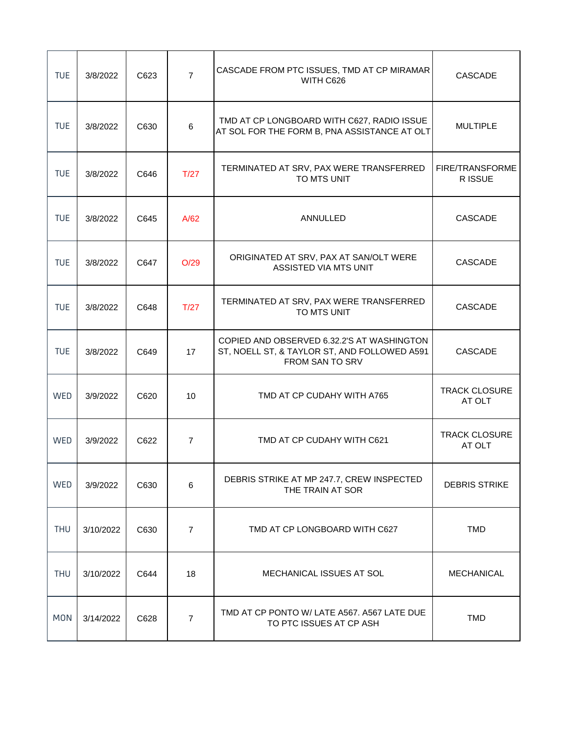| | | | | | |
|---|---|---|---|---|---|
| TUE | 3/8/2022 | C623 | 7 | CASCADE FROM PTC ISSUES, TMD AT CP MIRAMAR WITH C626 | CASCADE |
| TUE | 3/8/2022 | C630 | 6 | TMD AT CP LONGBOARD WITH C627, RADIO ISSUE AT SOL FOR THE FORM B, PNA ASSISTANCE AT OLT | MULTIPLE |
| TUE | 3/8/2022 | C646 | T/27 | TERMINATED AT SRV, PAX WERE TRANSFERRED TO MTS UNIT | FIRE/TRANSFORMER ISSUE |
| TUE | 3/8/2022 | C645 | A/62 | ANNULLED | CASCADE |
| TUE | 3/8/2022 | C647 | O/29 | ORIGINATED AT SRV, PAX AT SAN/OLT WERE ASSISTED VIA MTS UNIT | CASCADE |
| TUE | 3/8/2022 | C648 | T/27 | TERMINATED AT SRV, PAX WERE TRANSFERRED TO MTS UNIT | CASCADE |
| TUE | 3/8/2022 | C649 | 17 | COPIED AND OBSERVED 6.32.2'S AT WASHINGTON ST, NOELL ST, & TAYLOR ST, AND FOLLOWED A591 FROM SAN TO SRV | CASCADE |
| WED | 3/9/2022 | C620 | 10 | TMD AT CP CUDAHY WITH A765 | TRACK CLOSURE AT OLT |
| WED | 3/9/2022 | C622 | 7 | TMD AT CP CUDAHY WITH C621 | TRACK CLOSURE AT OLT |
| WED | 3/9/2022 | C630 | 6 | DEBRIS STRIKE AT MP 247.7, CREW INSPECTED THE TRAIN AT SOR | DEBRIS STRIKE |
| THU | 3/10/2022 | C630 | 7 | TMD AT CP LONGBOARD WITH C627 | TMD |
| THU | 3/10/2022 | C644 | 18 | MECHANICAL ISSUES AT SOL | MECHANICAL |
| MON | 3/14/2022 | C628 | 7 | TMD AT CP PONTO W/ LATE A567. A567 LATE DUE TO PTC ISSUES AT CP ASH | TMD |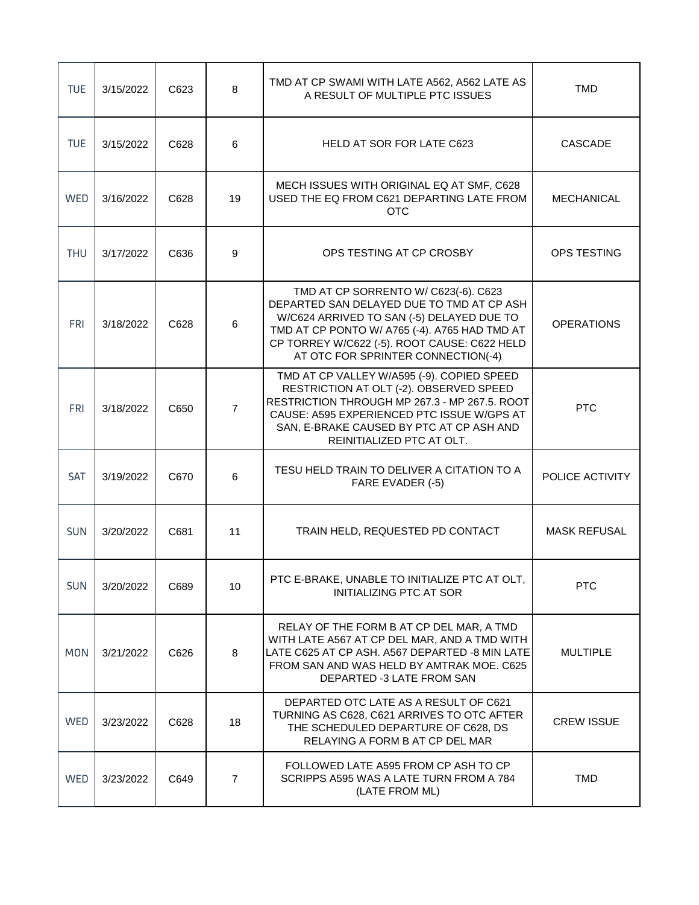| | | | | | |
|---|---|---|---|---|---|
| TUE | 3/15/2022 | C623 | 8 | TMD AT CP SWAMI WITH LATE A562, A562 LATE AS A RESULT OF MULTIPLE PTC ISSUES | TMD |
| TUE | 3/15/2022 | C628 | 6 | HELD AT SOR FOR LATE C623 | CASCADE |
| WED | 3/16/2022 | C628 | 19 | MECH ISSUES WITH ORIGINAL EQ AT SMF, C628 USED THE EQ FROM C621 DEPARTING LATE FROM OTC | MECHANICAL |
| THU | 3/17/2022 | C636 | 9 | OPS TESTING AT CP CROSBY | OPS TESTING |
| FRI | 3/18/2022 | C628 | 6 | TMD AT CP SORRENTO W/ C623(-6). C623 DEPARTED SAN DELAYED DUE TO TMD AT CP ASH W/C624 ARRIVED TO SAN (-5) DELAYED DUE TO TMD AT CP PONTO W/ A765 (-4). A765 HAD TMD AT CP TORREY W/C622 (-5). ROOT CAUSE: C622 HELD AT OTC FOR SPRINTER CONNECTION(-4) | OPERATIONS |
| FRI | 3/18/2022 | C650 | 7 | TMD AT CP VALLEY W/A595 (-9). COPIED SPEED RESTRICTION AT OLT (-2). OBSERVED SPEED RESTRICTION THROUGH MP 267.3 - MP 267.5. ROOT CAUSE: A595 EXPERIENCED PTC ISSUE W/GPS AT SAN, E-BRAKE CAUSED BY PTC AT CP ASH AND REINITIALIZED PTC AT OLT. | PTC |
| SAT | 3/19/2022 | C670 | 6 | TESU HELD TRAIN TO DELIVER A CITATION TO A FARE EVADER (-5) | POLICE ACTIVITY |
| SUN | 3/20/2022 | C681 | 11 | TRAIN HELD, REQUESTED PD CONTACT | MASK REFUSAL |
| SUN | 3/20/2022 | C689 | 10 | PTC E-BRAKE, UNABLE TO INITIALIZE PTC AT OLT, INITIALIZING PTC AT SOR | PTC |
| MON | 3/21/2022 | C626 | 8 | RELAY OF THE FORM B AT CP DEL MAR, A TMD WITH LATE A567 AT CP DEL MAR, AND A TMD WITH LATE C625 AT CP ASH. A567 DEPARTED -8 MIN LATE FROM SAN AND WAS HELD BY AMTRAK MOE. C625 DEPARTED -3 LATE FROM SAN | MULTIPLE |
| WED | 3/23/2022 | C628 | 18 | DEPARTED OTC LATE AS A RESULT OF C621 TURNING AS C628, C621 ARRIVES TO OTC AFTER THE SCHEDULED DEPARTURE OF C628, DS RELAYING A FORM B AT CP DEL MAR | CREW ISSUE |
| WED | 3/23/2022 | C649 | 7 | FOLLOWED LATE A595 FROM CP ASH TO CP SCRIPPS A595 WAS A LATE TURN FROM A 784 (LATE FROM ML) | TMD |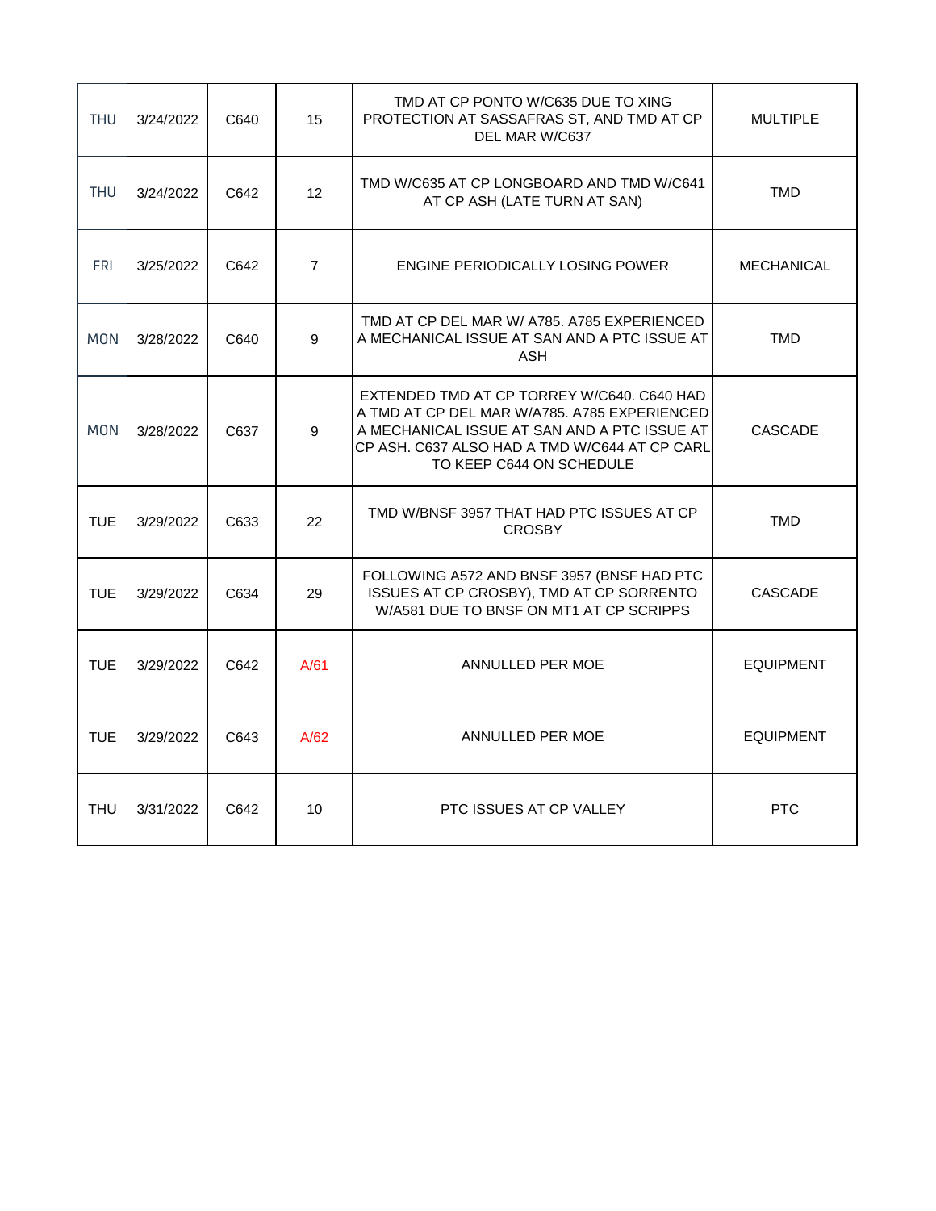| | | | | | |
|---|---|---|---|---|---|
| THU | 3/24/2022 | C640 | 15 | TMD AT CP PONTO W/C635 DUE TO XING PROTECTION AT SASSAFRAS ST, AND TMD AT CP DEL MAR W/C637 | MULTIPLE |
| THU | 3/24/2022 | C642 | 12 | TMD W/C635 AT CP LONGBOARD AND TMD W/C641 AT CP ASH (LATE TURN AT SAN) | TMD |
| FRI | 3/25/2022 | C642 | 7 | ENGINE PERIODICALLY LOSING POWER | MECHANICAL |
| MON | 3/28/2022 | C640 | 9 | TMD AT CP DEL MAR W/ A785. A785 EXPERIENCED A MECHANICAL ISSUE AT SAN AND A PTC ISSUE AT ASH | TMD |
| MON | 3/28/2022 | C637 | 9 | EXTENDED TMD AT CP TORREY W/C640. C640 HAD A TMD AT CP DEL MAR W/A785. A785 EXPERIENCED A MECHANICAL ISSUE AT SAN AND A PTC ISSUE AT CP ASH. C637 ALSO HAD A TMD W/C644 AT CP CARL TO KEEP C644 ON SCHEDULE | CASCADE |
| TUE | 3/29/2022 | C633 | 22 | TMD W/BNSF 3957 THAT HAD PTC ISSUES AT CP CROSBY | TMD |
| TUE | 3/29/2022 | C634 | 29 | FOLLOWING A572 AND BNSF 3957 (BNSF HAD PTC ISSUES AT CP CROSBY), TMD AT CP SORRENTO W/A581 DUE TO BNSF ON MT1 AT CP SCRIPPS | CASCADE |
| TUE | 3/29/2022 | C642 | A/61 | ANNULLED PER MOE | EQUIPMENT |
| TUE | 3/29/2022 | C643 | A/62 | ANNULLED PER MOE | EQUIPMENT |
| THU | 3/31/2022 | C642 | 10 | PTC ISSUES AT CP VALLEY | PTC |